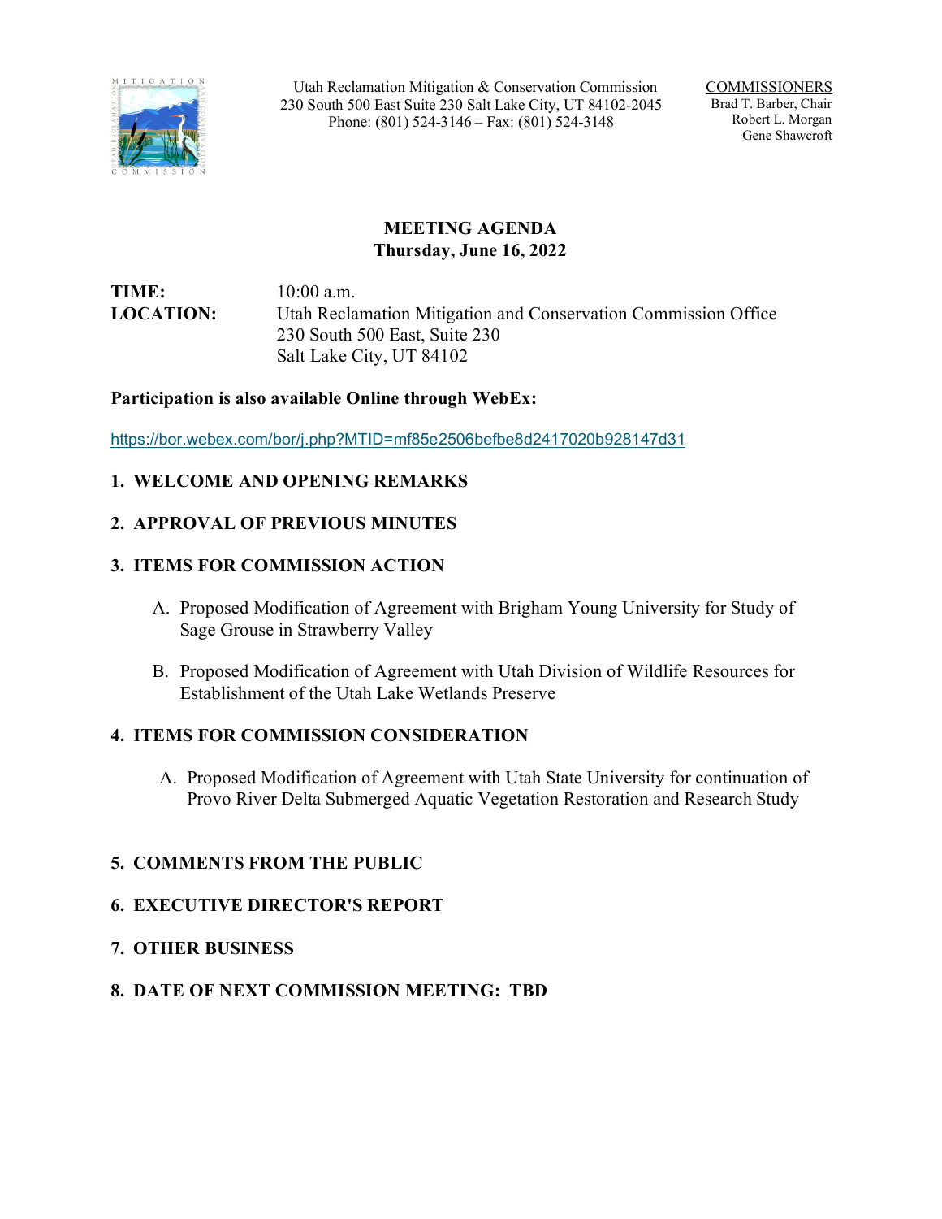Utah Reclamation Mitigation & Conservation Commission
230 South 500 East Suite 230 Salt Lake City, UT 84102-2045
Phone: (801) 524-3146 – Fax: (801) 524-3148

COMMISSIONERS
Brad T. Barber, Chair
Robert L. Morgan
Gene Shawcroft

# MEETING AGENDA
## Thursday, June 16, 2022

**TIME:** 10:00 a.m.

**LOCATION:** Utah Reclamation Mitigation and Conservation Commission Office
230 South 500 East, Suite 230
Salt Lake City, UT 84102

**Participation is also available Online through WebEx:**

https://bor.webex.com/bor/j.php?MTID=mf85e2506befbe8d2417020b928147d31

1. **WELCOME AND OPENING REMARKS**

2. **APPROVAL OF PREVIOUS MINUTES**

3. **ITEMS FOR COMMISSION ACTION**

   A. Proposed Modification of Agreement with Brigham Young University for Study of Sage Grouse in Strawberry Valley

   B. Proposed Modification of Agreement with Utah Division of Wildlife Resources for Establishment of the Utah Lake Wetlands Preserve

4. **ITEMS FOR COMMISSION CONSIDERATION**

   A. Proposed Modification of Agreement with Utah State University for continuation of Provo River Delta Submerged Aquatic Vegetation Restoration and Research Study

5. **COMMENTS FROM THE PUBLIC**

6. **EXECUTIVE DIRECTOR'S REPORT**

7. **OTHER BUSINESS**

8. **DATE OF NEXT COMMISSION MEETING: TBD**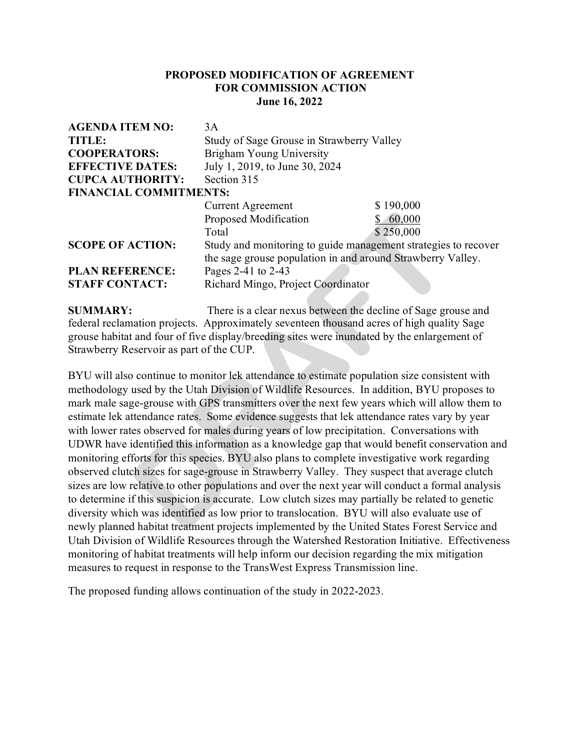**PROPOSED MODIFICATION OF AGREEMENT**
**FOR COMMISSION ACTION**
**June 16, 2022**

| | | |
|---|---|---|
| **AGENDA ITEM NO:** | 3A | |
| **TITLE:** | Study of Sage Grouse in Strawberry Valley | |
| **COOPERATORS:** | Brigham Young University | |
| **EFFECTIVE DATES:** | July 1, 2019, to June 30, 2024 | |
| **CUPCA AUTHORITY:** | Section 315 | |
| **FINANCIAL COMMITMENTS:** | | |
| | Current Agreement | $ 190,000 |
| | Proposed Modification | $ 60,000 |
| | Total | $ 250,000 |
| **SCOPE OF ACTION:** | Study and monitoring to guide management strategies to recover the sage grouse population in and around Strawberry Valley. | |
| **PLAN REFERENCE:** | Pages 2-41 to 2-43 | |
| **STAFF CONTACT:** | Richard Mingo, Project Coordinator | |

**SUMMARY:** There is a clear nexus between the decline of Sage grouse and federal reclamation projects. Approximately seventeen thousand acres of high quality Sage grouse habitat and four of five display/breeding sites were inundated by the enlargement of Strawberry Reservoir as part of the CUP.

BYU will also continue to monitor lek attendance to estimate population size consistent with methodology used by the Utah Division of Wildlife Resources. In addition, BYU proposes to mark male sage-grouse with GPS transmitters over the next few years which will allow them to estimate lek attendance rates. Some evidence suggests that lek attendance rates vary by year with lower rates observed for males during years of low precipitation. Conversations with UDWR have identified this information as a knowledge gap that would benefit conservation and monitoring efforts for this species. BYU also plans to complete investigative work regarding observed clutch sizes for sage-grouse in Strawberry Valley. They suspect that average clutch sizes are low relative to other populations and over the next year will conduct a formal analysis to determine if this suspicion is accurate. Low clutch sizes may partially be related to genetic diversity which was identified as low prior to translocation. BYU will also evaluate use of newly planned habitat treatment projects implemented by the United States Forest Service and Utah Division of Wildlife Resources through the Watershed Restoration Initiative. Effectiveness monitoring of habitat treatments will help inform our decision regarding the mix mitigation measures to request in response to the TransWest Express Transmission line.

The proposed funding allows continuation of the study in 2022-2023.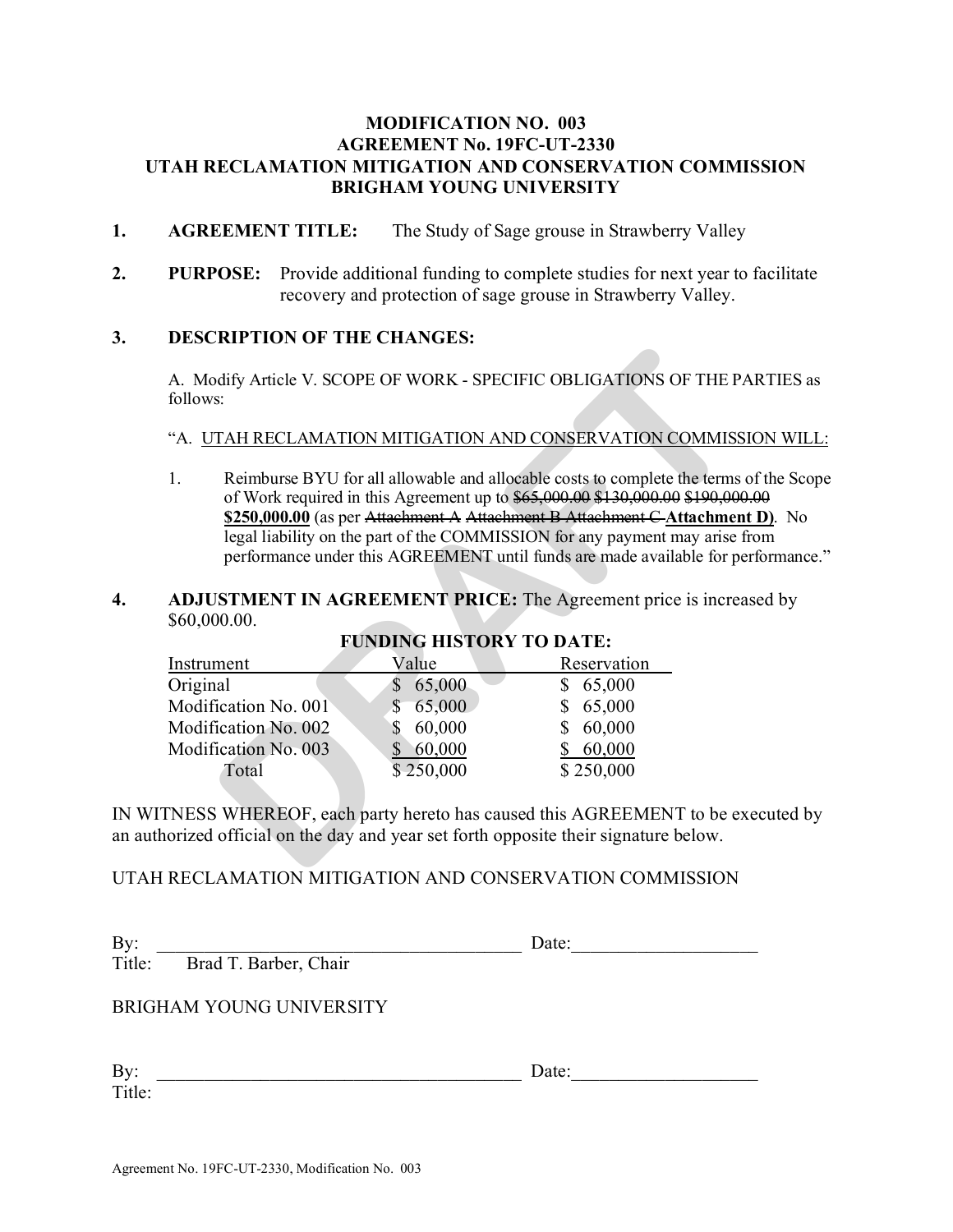**MODIFICATION NO. 003**
**AGREEMENT No. 19FC-UT-2330**
**UTAH RECLAMATION MITIGATION AND CONSERVATION COMMISSION**
**BRIGHAM YOUNG UNIVERSITY**

**1. AGREEMENT TITLE:** The Study of Sage grouse in Strawberry Valley

**2. PURPOSE:** Provide additional funding to complete studies for next year to facilitate recovery and protection of sage grouse in Strawberry Valley.

**3. DESCRIPTION OF THE CHANGES:**

A. Modify Article V. SCOPE OF WORK - SPECIFIC OBLIGATIONS OF THE PARTIES as follows:

"A. UTAH RECLAMATION MITIGATION AND CONSERVATION COMMISSION WILL:

1. Reimburse BYU for all allowable and allocable costs to complete the terms of the Scope of Work required in this Agreement up to ~~$65,000.00~~ ~~$130,000.00~~ ~~$190,000.00~~ **$250,000.00** (as per ~~Attachment A~~ ~~Attachment B~~ ~~Attachment C~~ **Attachment D)**. No legal liability on the part of the COMMISSION for any payment may arise from performance under this AGREEMENT until funds are made available for performance."

**4. ADJUSTMENT IN AGREEMENT PRICE:** The Agreement price is increased by $60,000.00.

**FUNDING HISTORY TO DATE:**

| Instrument | Value | Reservation |
|---|---|---|
| Original | $ 65,000 | $ 65,000 |
| Modification No. 001 | $ 65,000 | $ 65,000 |
| Modification No. 002 | $ 60,000 | $ 60,000 |
| Modification No. 003 | $ 60,000 | $ 60,000 |
| Total | $ 250,000 | $ 250,000 |

IN WITNESS WHEREOF, each party hereto has caused this AGREEMENT to be executed by an authorized official on the day and year set forth opposite their signature below.

UTAH RECLAMATION MITIGATION AND CONSERVATION COMMISSION

By: _______________________________________ Date:___________________
Title: Brad T. Barber, Chair

BRIGHAM YOUNG UNIVERSITY

By: _______________________________________ Date:___________________
Title: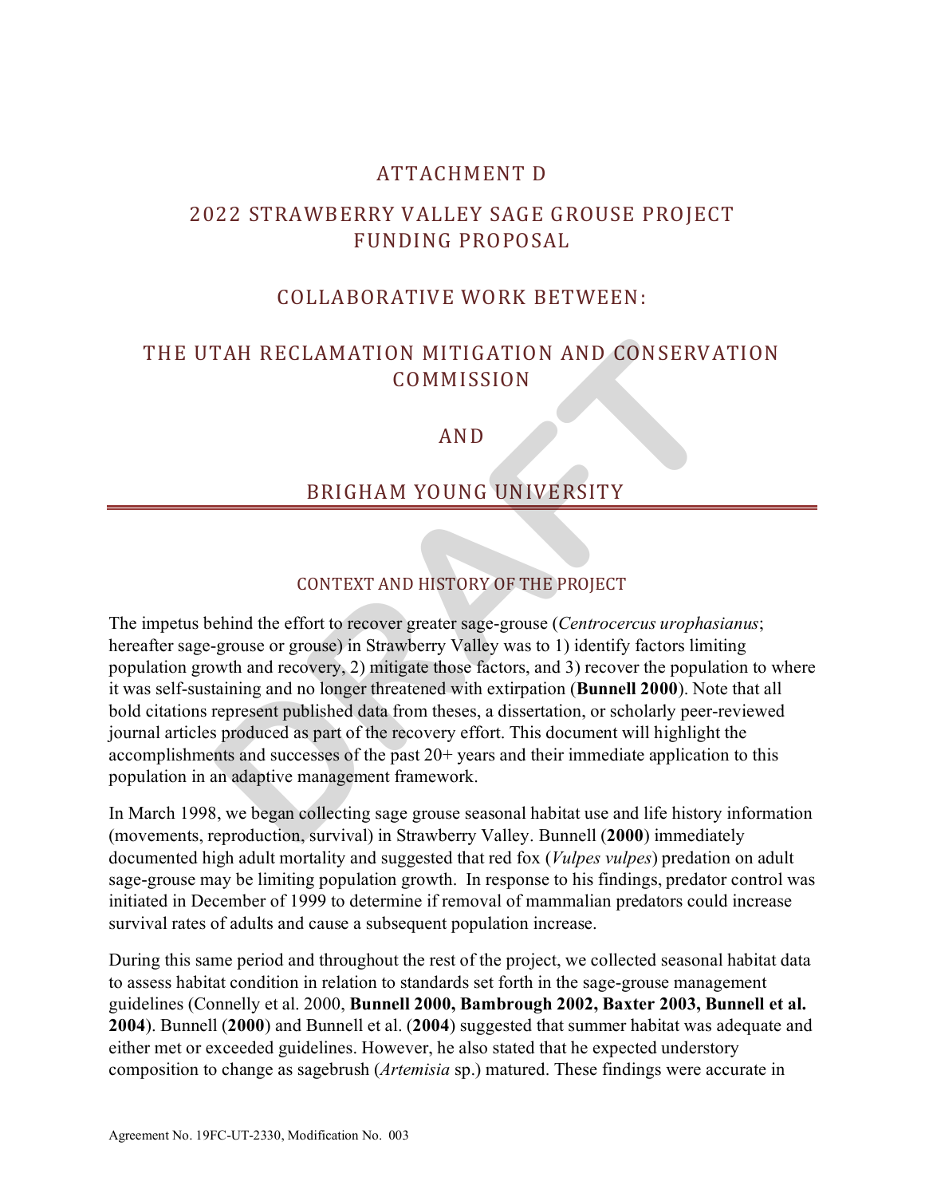# ATTACHMENT D

# 2022 STRAWBERRY VALLEY SAGE GROUSE PROJECT FUNDING PROPOSAL

## COLLABORATIVE WORK BETWEEN:

## THE UTAH RECLAMATION MITIGATION AND CONSERVATION COMMISSION

## AND

## BRIGHAM YOUNG UNIVERSITY

### CONTEXT AND HISTORY OF THE PROJECT

The impetus behind the effort to recover greater sage-grouse (*Centrocercus urophasianus*; hereafter sage-grouse or grouse) in Strawberry Valley was to 1) identify factors limiting population growth and recovery, 2) mitigate those factors, and 3) recover the population to where it was self-sustaining and no longer threatened with extirpation (**Bunnell 2000**). Note that all bold citations represent published data from theses, a dissertation, or scholarly peer-reviewed journal articles produced as part of the recovery effort. This document will highlight the accomplishments and successes of the past 20+ years and their immediate application to this population in an adaptive management framework.

In March 1998, we began collecting sage grouse seasonal habitat use and life history information (movements, reproduction, survival) in Strawberry Valley. Bunnell (**2000**) immediately documented high adult mortality and suggested that red fox (*Vulpes vulpes*) predation on adult sage-grouse may be limiting population growth. In response to his findings, predator control was initiated in December of 1999 to determine if removal of mammalian predators could increase survival rates of adults and cause a subsequent population increase.

During this same period and throughout the rest of the project, we collected seasonal habitat data to assess habitat condition in relation to standards set forth in the sage-grouse management guidelines (Connelly et al. 2000, **Bunnell 2000, Bambrough 2002, Baxter 2003, Bunnell et al. 2004**). Bunnell (**2000**) and Bunnell et al. (**2004**) suggested that summer habitat was adequate and either met or exceeded guidelines. However, he also stated that he expected understory composition to change as sagebrush (*Artemisia* sp.) matured. These findings were accurate in

Agreement No. 19FC-UT-2330, Modification No. 003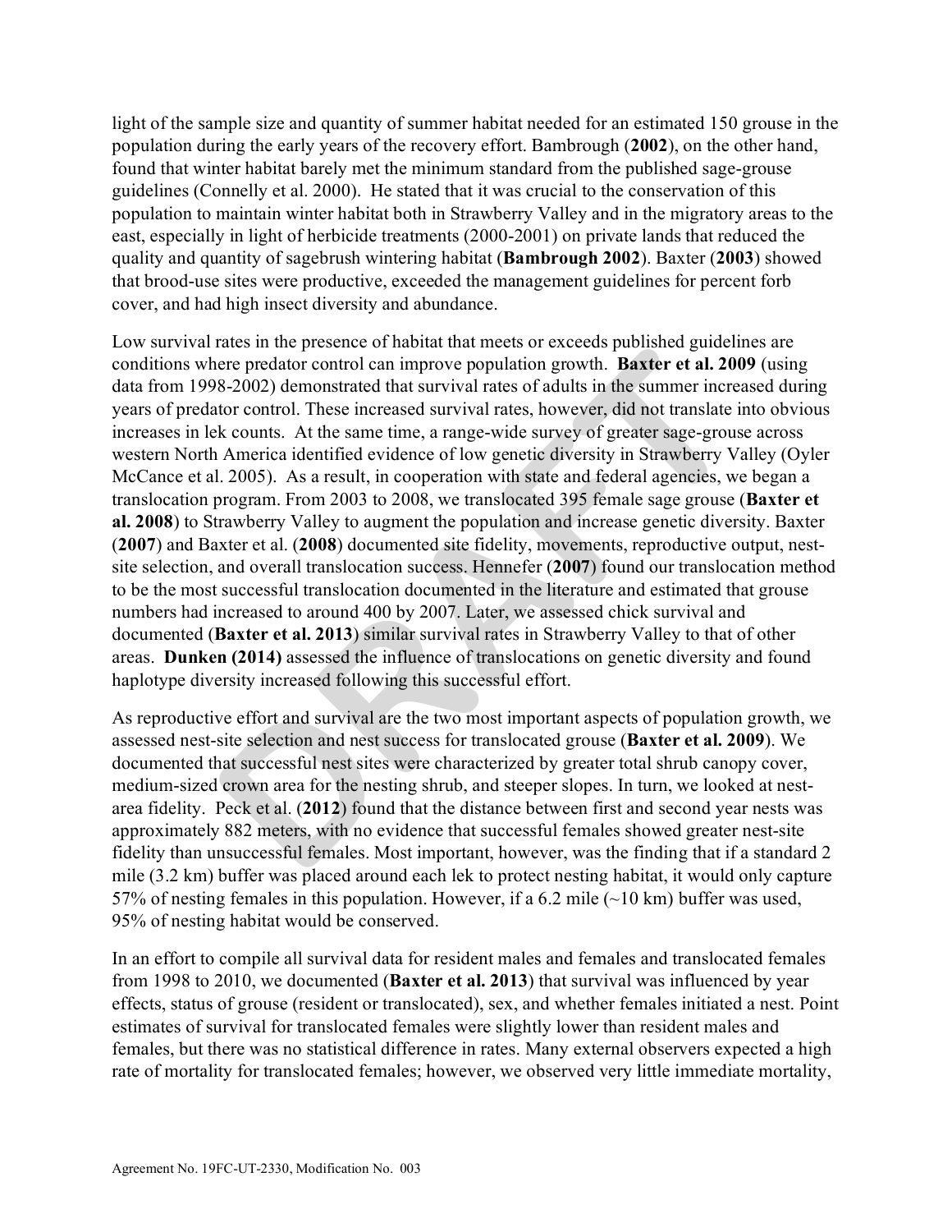light of the sample size and quantity of summer habitat needed for an estimated 150 grouse in the population during the early years of the recovery effort. Bambrough (**2002**), on the other hand, found that winter habitat barely met the minimum standard from the published sage-grouse guidelines (Connelly et al. 2000). He stated that it was crucial to the conservation of this population to maintain winter habitat both in Strawberry Valley and in the migratory areas to the east, especially in light of herbicide treatments (2000-2001) on private lands that reduced the quality and quantity of sagebrush wintering habitat (**Bambrough 2002**). Baxter (**2003**) showed that brood-use sites were productive, exceeded the management guidelines for percent forb cover, and had high insect diversity and abundance.

Low survival rates in the presence of habitat that meets or exceeds published guidelines are conditions where predator control can improve population growth. **Baxter et al. 2009** (using data from 1998-2002) demonstrated that survival rates of adults in the summer increased during years of predator control. These increased survival rates, however, did not translate into obvious increases in lek counts. At the same time, a range-wide survey of greater sage-grouse across western North America identified evidence of low genetic diversity in Strawberry Valley (Oyler McCance et al. 2005). As a result, in cooperation with state and federal agencies, we began a translocation program. From 2003 to 2008, we translocated 395 female sage grouse (**Baxter et al. 2008**) to Strawberry Valley to augment the population and increase genetic diversity. Baxter (**2007**) and Baxter et al. (**2008**) documented site fidelity, movements, reproductive output, nest-site selection, and overall translocation success. Hennefer (**2007**) found our translocation method to be the most successful translocation documented in the literature and estimated that grouse numbers had increased to around 400 by 2007. Later, we assessed chick survival and documented (**Baxter et al. 2013**) similar survival rates in Strawberry Valley to that of other areas. **Dunken (2014)** assessed the influence of translocations on genetic diversity and found haplotype diversity increased following this successful effort.

As reproductive effort and survival are the two most important aspects of population growth, we assessed nest-site selection and nest success for translocated grouse (**Baxter et al. 2009**). We documented that successful nest sites were characterized by greater total shrub canopy cover, medium-sized crown area for the nesting shrub, and steeper slopes. In turn, we looked at nest-area fidelity. Peck et al. (**2012**) found that the distance between first and second year nests was approximately 882 meters, with no evidence that successful females showed greater nest-site fidelity than unsuccessful females. Most important, however, was the finding that if a standard 2 mile (3.2 km) buffer was placed around each lek to protect nesting habitat, it would only capture 57% of nesting females in this population. However, if a 6.2 mile (~10 km) buffer was used, 95% of nesting habitat would be conserved.

In an effort to compile all survival data for resident males and females and translocated females from 1998 to 2010, we documented (**Baxter et al. 2013**) that survival was influenced by year effects, status of grouse (resident or translocated), sex, and whether females initiated a nest. Point estimates of survival for translocated females were slightly lower than resident males and females, but there was no statistical difference in rates. Many external observers expected a high rate of mortality for translocated females; however, we observed very little immediate mortality,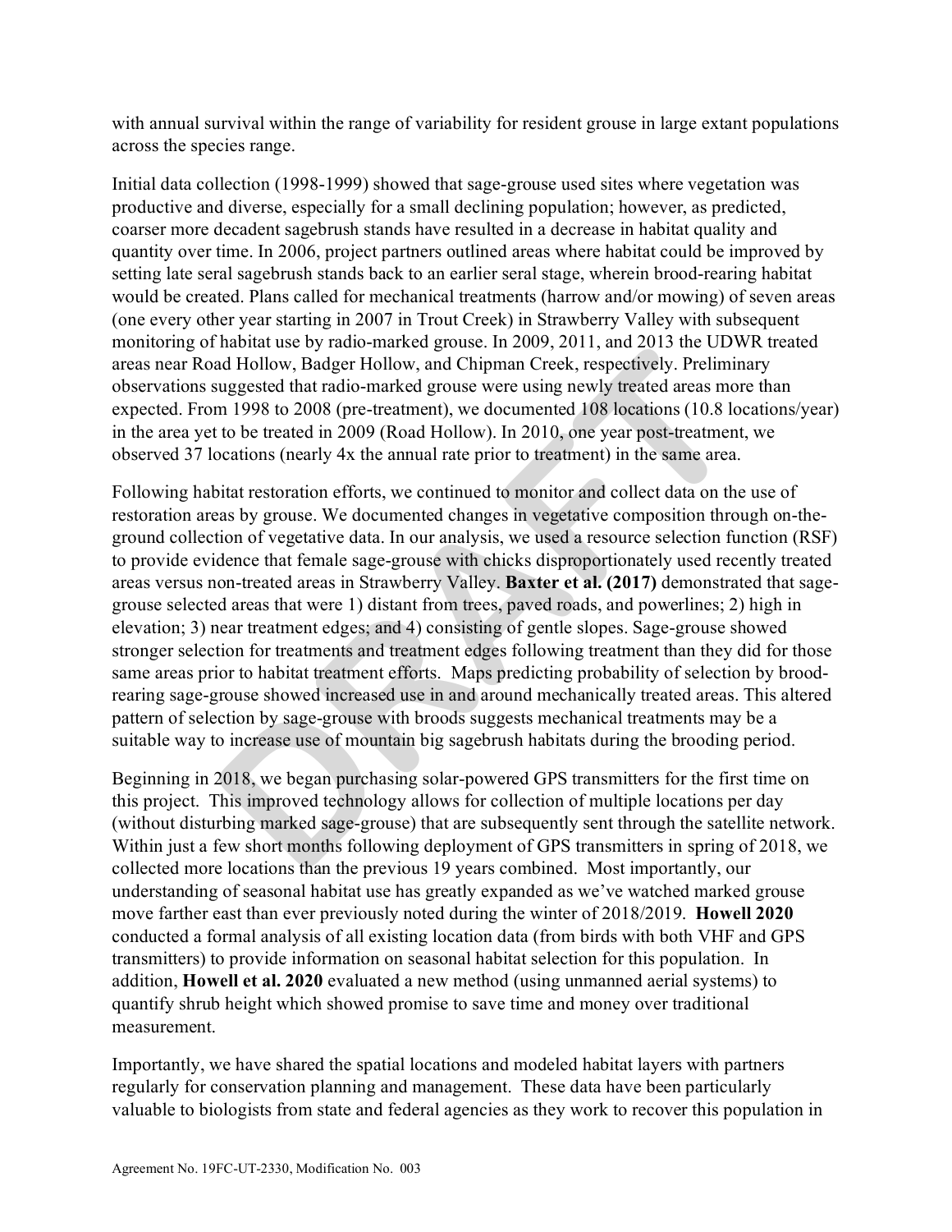with annual survival within the range of variability for resident grouse in large extant populations across the species range.

Initial data collection (1998-1999) showed that sage-grouse used sites where vegetation was productive and diverse, especially for a small declining population; however, as predicted, coarser more decadent sagebrush stands have resulted in a decrease in habitat quality and quantity over time. In 2006, project partners outlined areas where habitat could be improved by setting late seral sagebrush stands back to an earlier seral stage, wherein brood-rearing habitat would be created. Plans called for mechanical treatments (harrow and/or mowing) of seven areas (one every other year starting in 2007 in Trout Creek) in Strawberry Valley with subsequent monitoring of habitat use by radio-marked grouse. In 2009, 2011, and 2013 the UDWR treated areas near Road Hollow, Badger Hollow, and Chipman Creek, respectively. Preliminary observations suggested that radio-marked grouse were using newly treated areas more than expected. From 1998 to 2008 (pre-treatment), we documented 108 locations (10.8 locations/year) in the area yet to be treated in 2009 (Road Hollow). In 2010, one year post-treatment, we observed 37 locations (nearly 4x the annual rate prior to treatment) in the same area.

Following habitat restoration efforts, we continued to monitor and collect data on the use of restoration areas by grouse. We documented changes in vegetative composition through on-the-ground collection of vegetative data. In our analysis, we used a resource selection function (RSF) to provide evidence that female sage-grouse with chicks disproportionately used recently treated areas versus non-treated areas in Strawberry Valley. **Baxter et al. (2017)** demonstrated that sage-grouse selected areas that were 1) distant from trees, paved roads, and powerlines; 2) high in elevation; 3) near treatment edges; and 4) consisting of gentle slopes. Sage-grouse showed stronger selection for treatments and treatment edges following treatment than they did for those same areas prior to habitat treatment efforts. Maps predicting probability of selection by brood-rearing sage-grouse showed increased use in and around mechanically treated areas. This altered pattern of selection by sage-grouse with broods suggests mechanical treatments may be a suitable way to increase use of mountain big sagebrush habitats during the brooding period.

Beginning in 2018, we began purchasing solar-powered GPS transmitters for the first time on this project. This improved technology allows for collection of multiple locations per day (without disturbing marked sage-grouse) that are subsequently sent through the satellite network. Within just a few short months following deployment of GPS transmitters in spring of 2018, we collected more locations than the previous 19 years combined. Most importantly, our understanding of seasonal habitat use has greatly expanded as we've watched marked grouse move farther east than ever previously noted during the winter of 2018/2019. **Howell 2020** conducted a formal analysis of all existing location data (from birds with both VHF and GPS transmitters) to provide information on seasonal habitat selection for this population. In addition, **Howell et al. 2020** evaluated a new method (using unmanned aerial systems) to quantify shrub height which showed promise to save time and money over traditional measurement.

Importantly, we have shared the spatial locations and modeled habitat layers with partners regularly for conservation planning and management. These data have been particularly valuable to biologists from state and federal agencies as they work to recover this population in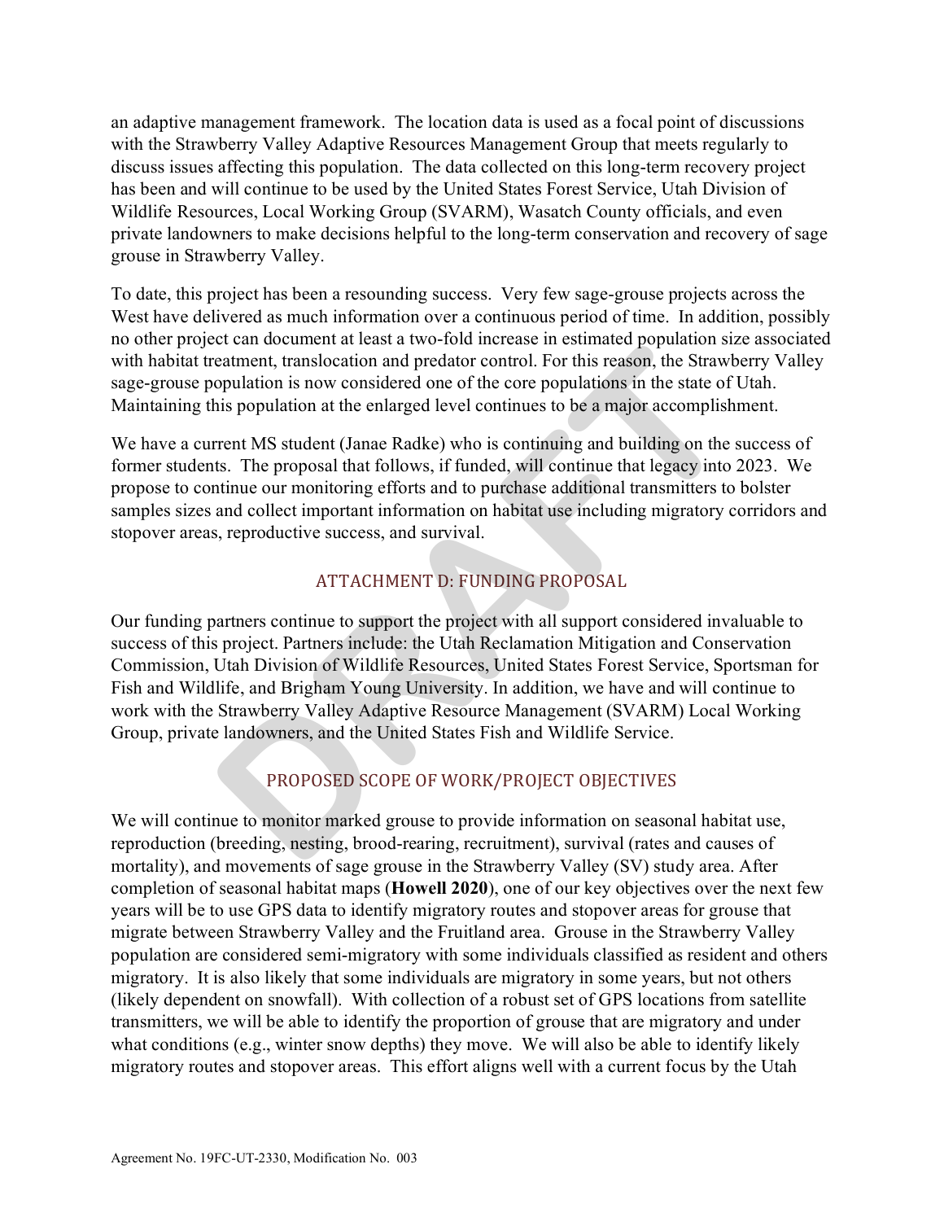an adaptive management framework. The location data is used as a focal point of discussions with the Strawberry Valley Adaptive Resources Management Group that meets regularly to discuss issues affecting this population. The data collected on this long-term recovery project has been and will continue to be used by the United States Forest Service, Utah Division of Wildlife Resources, Local Working Group (SVARM), Wasatch County officials, and even private landowners to make decisions helpful to the long-term conservation and recovery of sage grouse in Strawberry Valley.

To date, this project has been a resounding success. Very few sage-grouse projects across the West have delivered as much information over a continuous period of time. In addition, possibly no other project can document at least a two-fold increase in estimated population size associated with habitat treatment, translocation and predator control. For this reason, the Strawberry Valley sage-grouse population is now considered one of the core populations in the state of Utah. Maintaining this population at the enlarged level continues to be a major accomplishment.

We have a current MS student (Janae Radke) who is continuing and building on the success of former students. The proposal that follows, if funded, will continue that legacy into 2023. We propose to continue our monitoring efforts and to purchase additional transmitters to bolster samples sizes and collect important information on habitat use including migratory corridors and stopover areas, reproductive success, and survival.

## ATTACHMENT D: FUNDING PROPOSAL

Our funding partners continue to support the project with all support considered invaluable to success of this project. Partners include: the Utah Reclamation Mitigation and Conservation Commission, Utah Division of Wildlife Resources, United States Forest Service, Sportsman for Fish and Wildlife, and Brigham Young University. In addition, we have and will continue to work with the Strawberry Valley Adaptive Resource Management (SVARM) Local Working Group, private landowners, and the United States Fish and Wildlife Service.

## PROPOSED SCOPE OF WORK/PROJECT OBJECTIVES

We will continue to monitor marked grouse to provide information on seasonal habitat use, reproduction (breeding, nesting, brood-rearing, recruitment), survival (rates and causes of mortality), and movements of sage grouse in the Strawberry Valley (SV) study area. After completion of seasonal habitat maps (**Howell 2020**), one of our key objectives over the next few years will be to use GPS data to identify migratory routes and stopover areas for grouse that migrate between Strawberry Valley and the Fruitland area. Grouse in the Strawberry Valley population are considered semi-migratory with some individuals classified as resident and others migratory. It is also likely that some individuals are migratory in some years, but not others (likely dependent on snowfall). With collection of a robust set of GPS locations from satellite transmitters, we will be able to identify the proportion of grouse that are migratory and under what conditions (e.g., winter snow depths) they move. We will also be able to identify likely migratory routes and stopover areas. This effort aligns well with a current focus by the Utah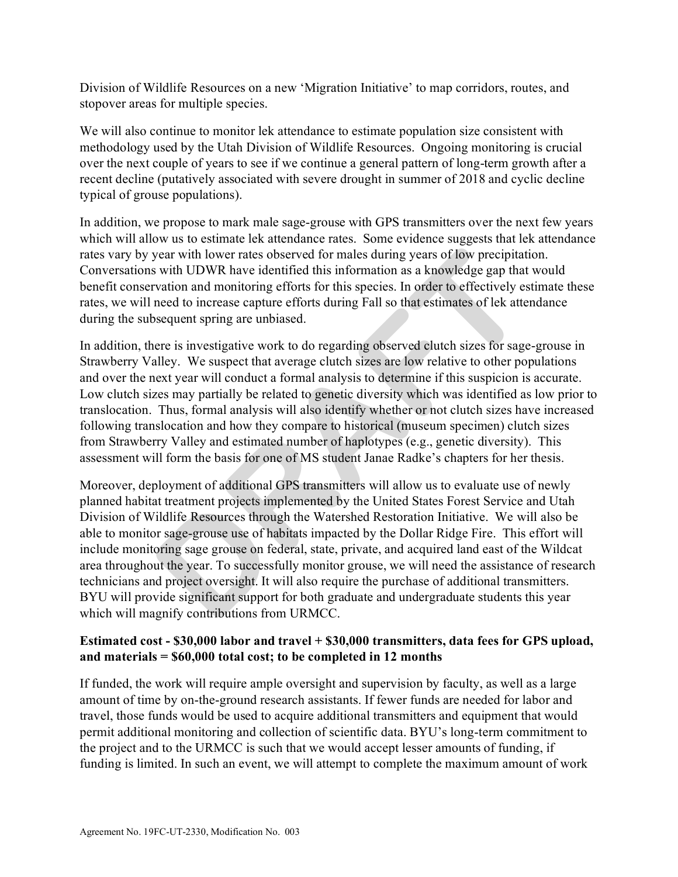Division of Wildlife Resources on a new 'Migration Initiative' to map corridors, routes, and stopover areas for multiple species.

We will also continue to monitor lek attendance to estimate population size consistent with methodology used by the Utah Division of Wildlife Resources. Ongoing monitoring is crucial over the next couple of years to see if we continue a general pattern of long-term growth after a recent decline (putatively associated with severe drought in summer of 2018 and cyclic decline typical of grouse populations).

In addition, we propose to mark male sage-grouse with GPS transmitters over the next few years which will allow us to estimate lek attendance rates. Some evidence suggests that lek attendance rates vary by year with lower rates observed for males during years of low precipitation. Conversations with UDWR have identified this information as a knowledge gap that would benefit conservation and monitoring efforts for this species. In order to effectively estimate these rates, we will need to increase capture efforts during Fall so that estimates of lek attendance during the subsequent spring are unbiased.

In addition, there is investigative work to do regarding observed clutch sizes for sage-grouse in Strawberry Valley. We suspect that average clutch sizes are low relative to other populations and over the next year will conduct a formal analysis to determine if this suspicion is accurate. Low clutch sizes may partially be related to genetic diversity which was identified as low prior to translocation. Thus, formal analysis will also identify whether or not clutch sizes have increased following translocation and how they compare to historical (museum specimen) clutch sizes from Strawberry Valley and estimated number of haplotypes (e.g., genetic diversity). This assessment will form the basis for one of MS student Janae Radke's chapters for her thesis.

Moreover, deployment of additional GPS transmitters will allow us to evaluate use of newly planned habitat treatment projects implemented by the United States Forest Service and Utah Division of Wildlife Resources through the Watershed Restoration Initiative. We will also be able to monitor sage-grouse use of habitats impacted by the Dollar Ridge Fire. This effort will include monitoring sage grouse on federal, state, private, and acquired land east of the Wildcat area throughout the year. To successfully monitor grouse, we will need the assistance of research technicians and project oversight. It will also require the purchase of additional transmitters. BYU will provide significant support for both graduate and undergraduate students this year which will magnify contributions from URMCC.

**Estimated cost - $30,000 labor and travel + $30,000 transmitters, data fees for GPS upload, and materials = $60,000 total cost; to be completed in 12 months**

If funded, the work will require ample oversight and supervision by faculty, as well as a large amount of time by on-the-ground research assistants. If fewer funds are needed for labor and travel, those funds would be used to acquire additional transmitters and equipment that would permit additional monitoring and collection of scientific data. BYU's long-term commitment to the project and to the URMCC is such that we would accept lesser amounts of funding, if funding is limited. In such an event, we will attempt to complete the maximum amount of work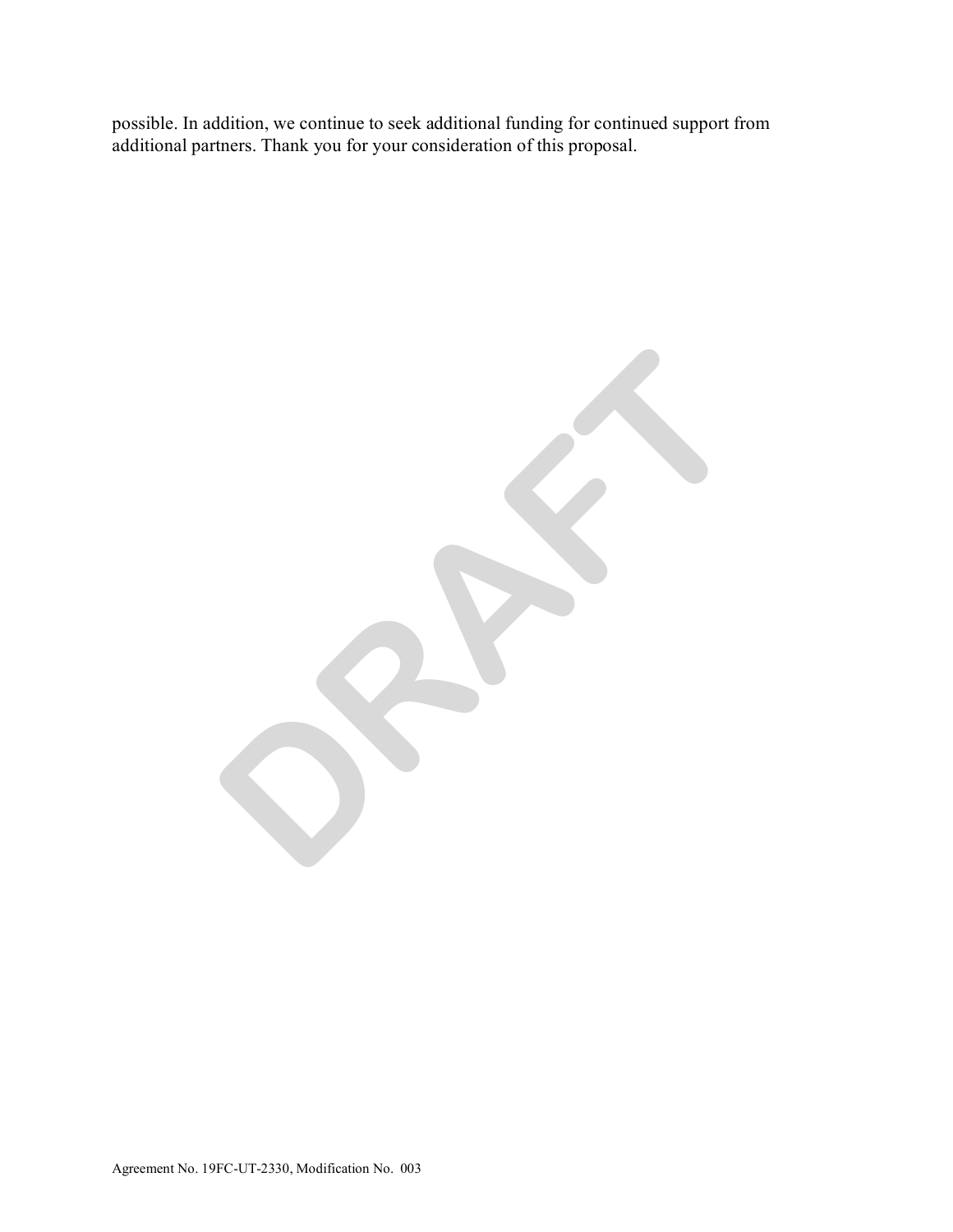possible. In addition, we continue to seek additional funding for continued support from additional partners. Thank you for your consideration of this proposal.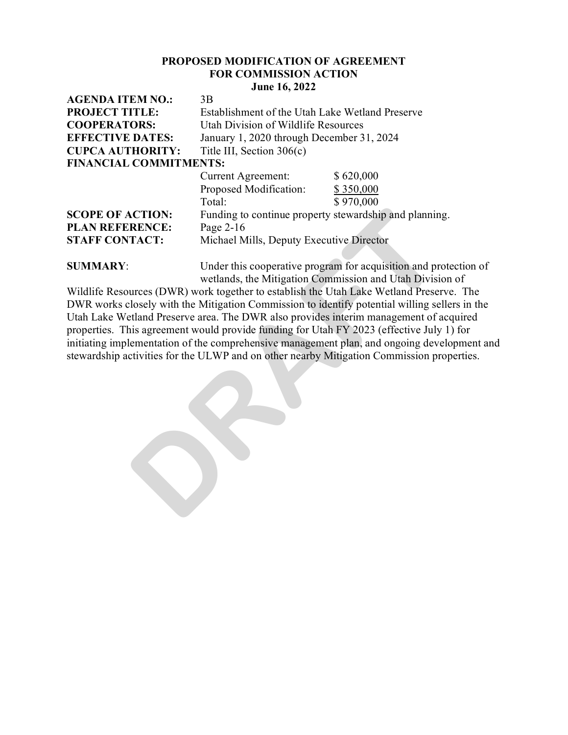**PROPOSED MODIFICATION OF AGREEMENT**
**FOR COMMISSION ACTION**
**June 16, 2022**

**AGENDA ITEM NO.:** 3B

**PROJECT TITLE:** Establishment of the Utah Lake Wetland Preserve

**COOPERATORS:** Utah Division of Wildlife Resources

**EFFECTIVE DATES:** January 1, 2020 through December 31, 2024

**CUPCA AUTHORITY:** Title III, Section 306(c)

**FINANCIAL COMMITMENTS:**

| | |
|---|---|
| Current Agreement: | $ 620,000 |
| Proposed Modification: | $ 350,000 |
| Total: | $ 970,000 |

**SCOPE OF ACTION:** Funding to continue property stewardship and planning.

**PLAN REFERENCE:** Page 2-16

**STAFF CONTACT:** Michael Mills, Deputy Executive Director

**SUMMARY**: Under this cooperative program for acquisition and protection of wetlands, the Mitigation Commission and Utah Division of Wildlife Resources (DWR) work together to establish the Utah Lake Wetland Preserve. The DWR works closely with the Mitigation Commission to identify potential willing sellers in the Utah Lake Wetland Preserve area. The DWR also provides interim management of acquired properties. This agreement would provide funding for Utah FY 2023 (effective July 1) for initiating implementation of the comprehensive management plan, and ongoing development and stewardship activities for the ULWP and on other nearby Mitigation Commission properties.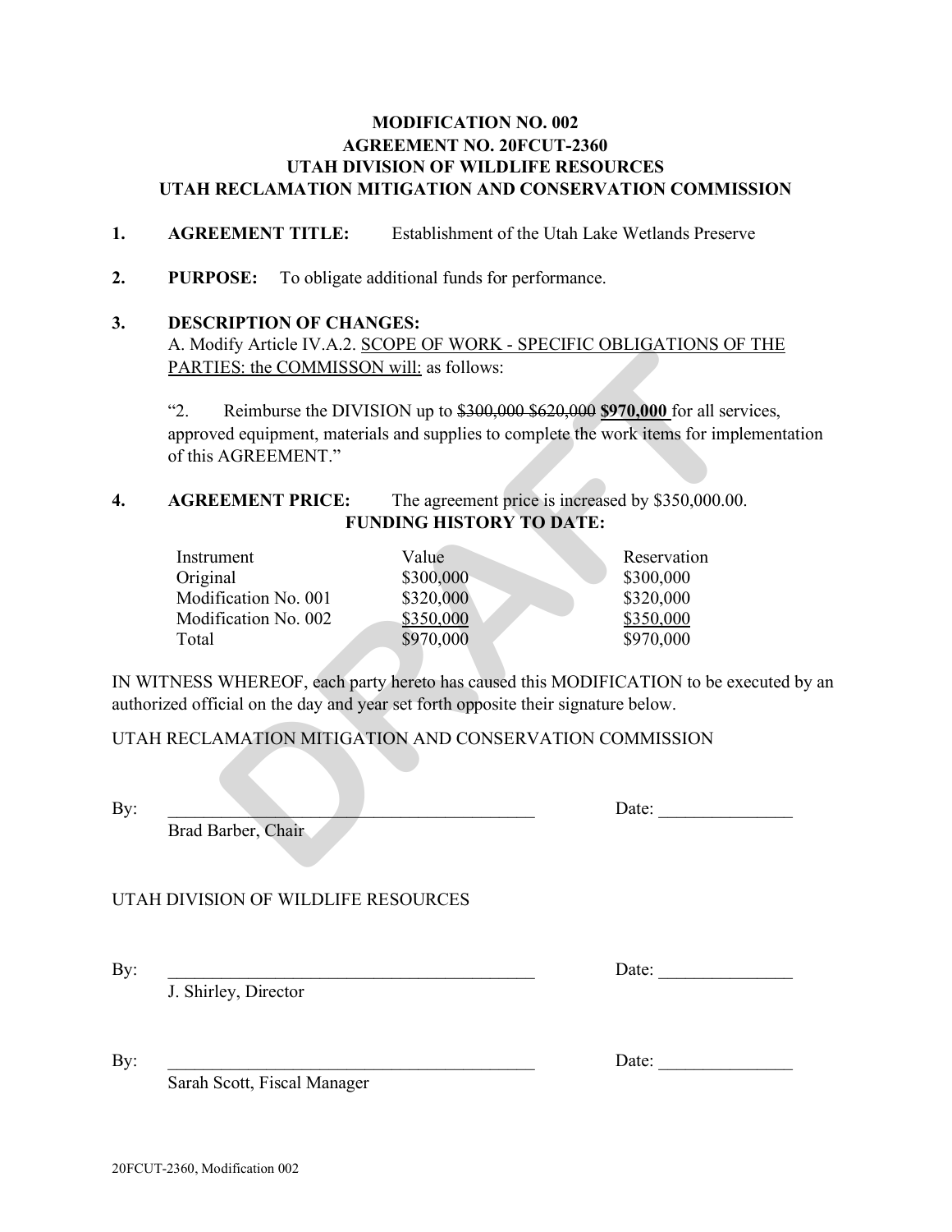**MODIFICATION NO. 002**
**AGREEMENT NO. 20FCUT-2360**
**UTAH DIVISION OF WILDLIFE RESOURCES**
**UTAH RECLAMATION MITIGATION AND CONSERVATION COMMISSION**

1. **AGREEMENT TITLE:** Establishment of the Utah Lake Wetlands Preserve

2. **PURPOSE:** To obligate additional funds for performance.

3. **DESCRIPTION OF CHANGES:**
   A. Modify Article IV.A.2. SCOPE OF WORK - SPECIFIC OBLIGATIONS OF THE PARTIES: the COMMISSON will: as follows:

   "2. Reimburse the DIVISION up to ~~\$300,000~~ ~~\$620,000~~ **\$970,000** for all services, approved equipment, materials and supplies to complete the work items for implementation of this AGREEMENT."

4. **AGREEMENT PRICE:** The agreement price is increased by \$350,000.00.

**FUNDING HISTORY TO DATE:**

| Instrument | Value | Reservation |
|---|---|---|
| Original | \$300,000 | \$300,000 |
| Modification No. 001 | \$320,000 | \$320,000 |
| Modification No. 002 | \$350,000 | \$350,000 |
| Total | \$970,000 | \$970,000 |

IN WITNESS WHEREOF, each party hereto has caused this MODIFICATION to be executed by an authorized official on the day and year set forth opposite their signature below.

UTAH RECLAMATION MITIGATION AND CONSERVATION COMMISSION

By: ________________________________________ Date: _______________
Brad Barber, Chair

UTAH DIVISION OF WILDLIFE RESOURCES

By: ________________________________________ Date: _______________
J. Shirley, Director

By: ________________________________________ Date: _______________
Sarah Scott, Fiscal Manager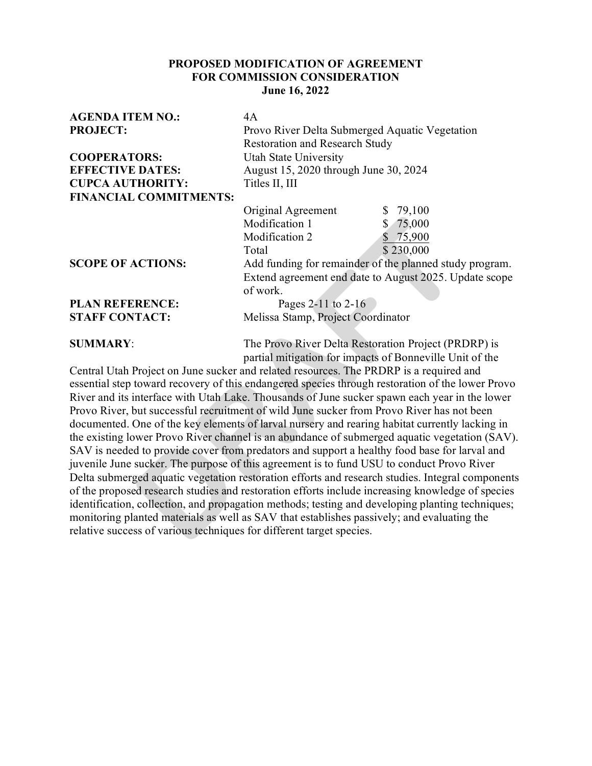**PROPOSED MODIFICATION OF AGREEMENT**
**FOR COMMISSION CONSIDERATION**
**June 16, 2022**

| | | |
|---|---|---|
| **AGENDA ITEM NO.:** | 4A | |
| **PROJECT:** | Provo River Delta Submerged Aquatic Vegetation Restoration and Research Study | |
| **COOPERATORS:** | Utah State University | |
| **EFFECTIVE DATES:** | August 15, 2020 through June 30, 2024 | |
| **CUPCA AUTHORITY:** | Titles II, III | |
| **FINANCIAL COMMITMENTS:** | | |
| | Original Agreement | $ 79,100 |
| | Modification 1 | $ 75,000 |
| | Modification 2 | $ 75,900 |
| | Total | $ 230,000 |
| **SCOPE OF ACTIONS:** | Add funding for remainder of the planned study program. Extend agreement end date to August 2025. Update scope of work. | |
| **PLAN REFERENCE:** | Pages 2-11 to 2-16 | |
| **STAFF CONTACT:** | Melissa Stamp, Project Coordinator | |

**SUMMARY**: The Provo River Delta Restoration Project (PRDRP) is partial mitigation for impacts of Bonneville Unit of the Central Utah Project on June sucker and related resources. The PRDRP is a required and essential step toward recovery of this endangered species through restoration of the lower Provo River and its interface with Utah Lake. Thousands of June sucker spawn each year in the lower Provo River, but successful recruitment of wild June sucker from Provo River has not been documented. One of the key elements of larval nursery and rearing habitat currently lacking in the existing lower Provo River channel is an abundance of submerged aquatic vegetation (SAV). SAV is needed to provide cover from predators and support a healthy food base for larval and juvenile June sucker. The purpose of this agreement is to fund USU to conduct Provo River Delta submerged aquatic vegetation restoration efforts and research studies. Integral components of the proposed research studies and restoration efforts include increasing knowledge of species identification, collection, and propagation methods; testing and developing planting techniques; monitoring planted materials as well as SAV that establishes passively; and evaluating the relative success of various techniques for different target species.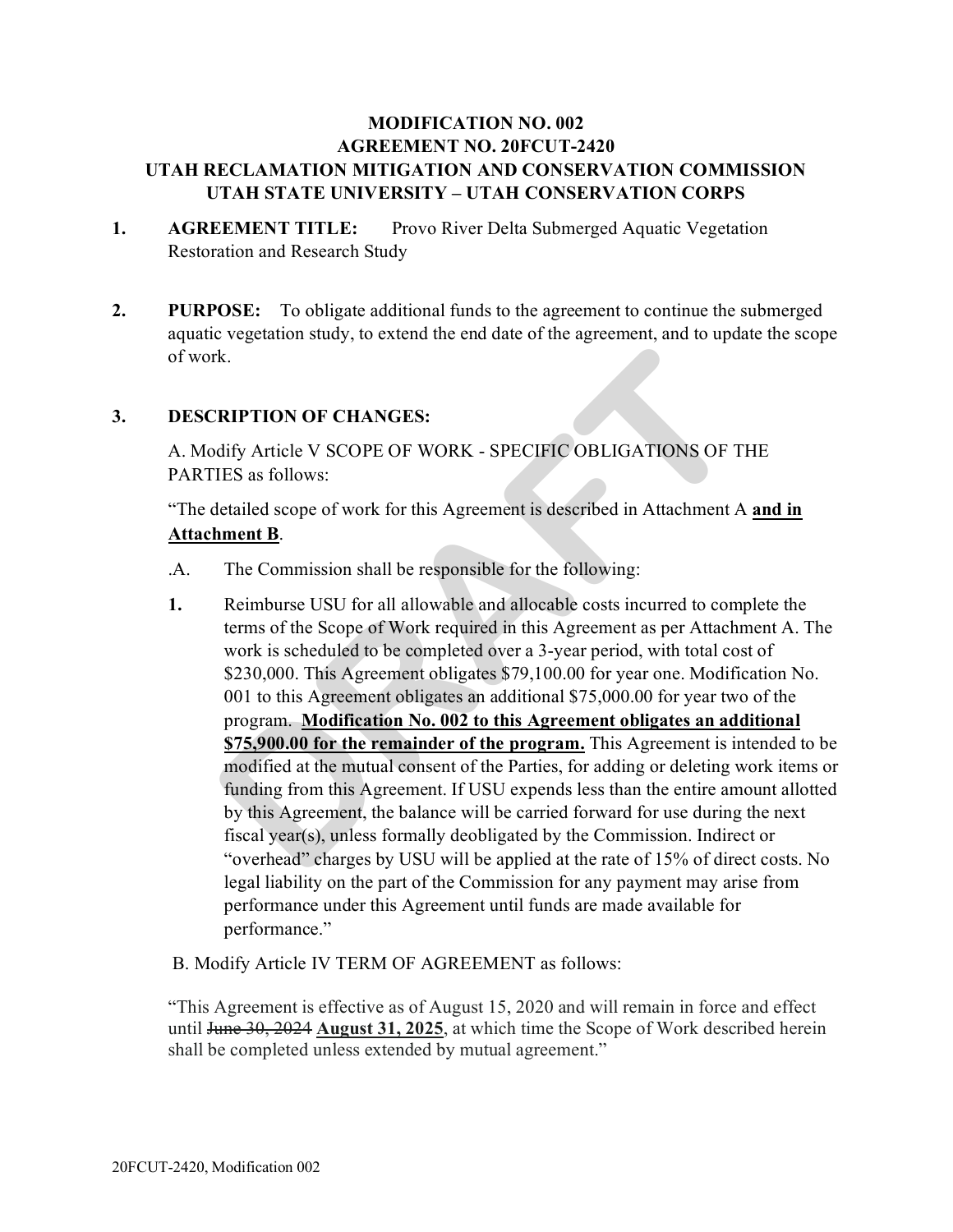**MODIFICATION NO. 002**
**AGREEMENT NO. 20FCUT-2420**
**UTAH RECLAMATION MITIGATION AND CONSERVATION COMMISSION**
**UTAH STATE UNIVERSITY – UTAH CONSERVATION CORPS**

1. **AGREEMENT TITLE:** Provo River Delta Submerged Aquatic Vegetation Restoration and Research Study

2. **PURPOSE:** To obligate additional funds to the agreement to continue the submerged aquatic vegetation study, to extend the end date of the agreement, and to update the scope of work.

3. **DESCRIPTION OF CHANGES:**

A. Modify Article V SCOPE OF WORK - SPECIFIC OBLIGATIONS OF THE PARTIES as follows:

"The detailed scope of work for this Agreement is described in Attachment A <u>**and in Attachment B**</u>.

.A. The Commission shall be responsible for the following:

**1.** Reimburse USU for all allowable and allocable costs incurred to complete the terms of the Scope of Work required in this Agreement as per Attachment A. The work is scheduled to be completed over a 3-year period, with total cost of $230,000. This Agreement obligates $79,100.00 for year one. Modification No. 001 to this Agreement obligates an additional $75,000.00 for year two of the program. <u>**Modification No. 002 to this Agreement obligates an additional $75,900.00 for the remainder of the program.**</u> This Agreement is intended to be modified at the mutual consent of the Parties, for adding or deleting work items or funding from this Agreement. If USU expends less than the entire amount allotted by this Agreement, the balance will be carried forward for use during the next fiscal year(s), unless formally deobligated by the Commission. Indirect or "overhead" charges by USU will be applied at the rate of 15% of direct costs. No legal liability on the part of the Commission for any payment may arise from performance under this Agreement until funds are made available for performance."

B. Modify Article IV TERM OF AGREEMENT as follows:

"This Agreement is effective as of August 15, 2020 and will remain in force and effect until ~~June 30, 2024~~ <u>**August 31, 2025**</u>, at which time the Scope of Work described herein shall be completed unless extended by mutual agreement."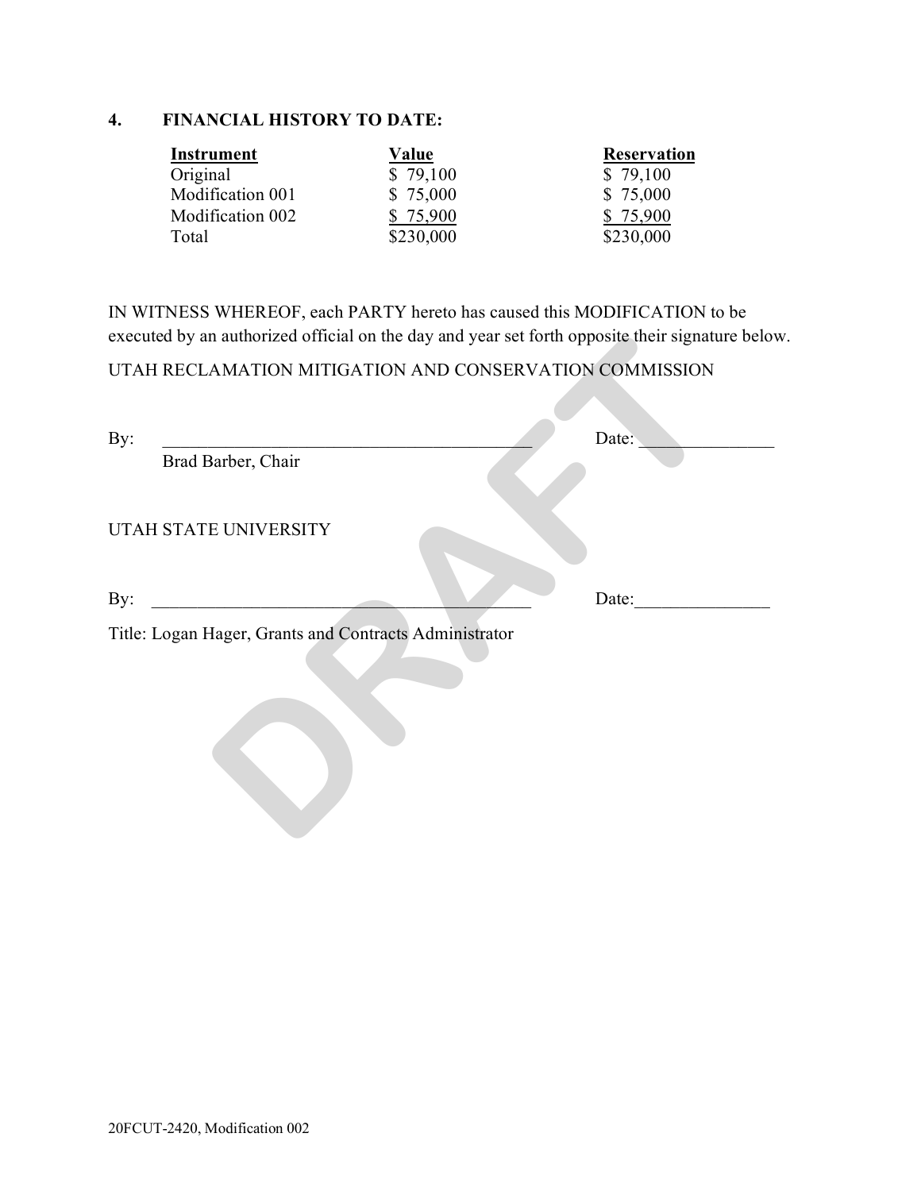## 4. FINANCIAL HISTORY TO DATE:

| Instrument | Value | Reservation |
|---|---|---|
| Original | $ 79,100 | $ 79,100 |
| Modification 001 | $ 75,000 | $ 75,000 |
| Modification 002 | $ 75,900 | $ 75,900 |
| Total | $230,000 | $230,000 |

IN WITNESS WHEREOF, each PARTY hereto has caused this MODIFICATION to be executed by an authorized official on the day and year set forth opposite their signature below.

UTAH RECLAMATION MITIGATION AND CONSERVATION COMMISSION

By: ___________________________________________ Date: _______________

Brad Barber, Chair

UTAH STATE UNIVERSITY

By: ___________________________________________ Date: _______________

Title: Logan Hager, Grants and Contracts Administrator

DRAFT

20FCUT-2420, Modification 002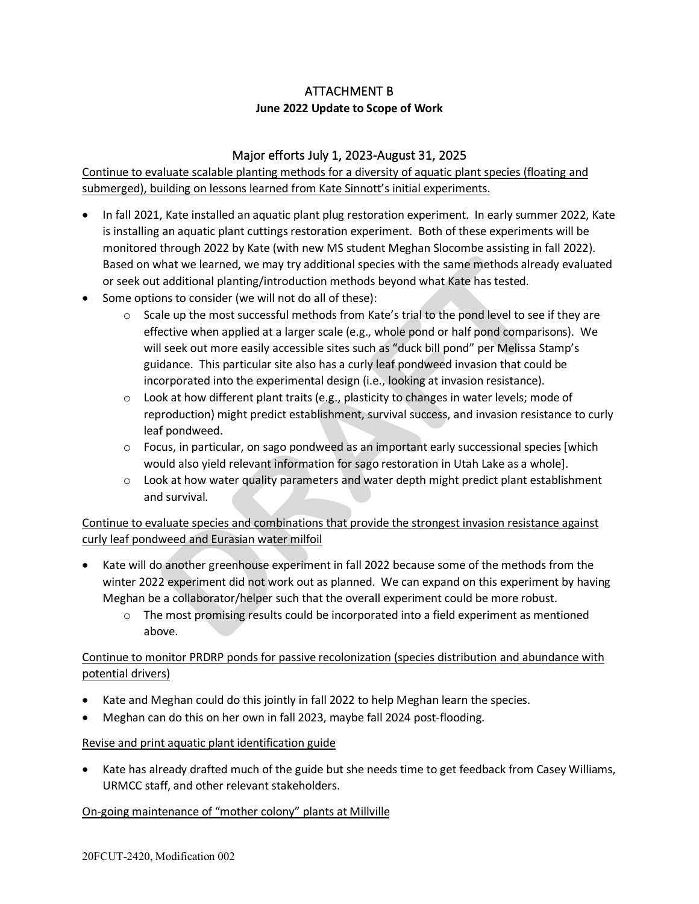# ATTACHMENT B

**June 2022 Update to Scope of Work**

## Major efforts July 1, 2023-August 31, 2025

<u>Continue to evaluate scalable planting methods for a diversity of aquatic plant species (floating and submerged), building on lessons learned from Kate Sinnott's initial experiments.</u>

- In fall 2021, Kate installed an aquatic plant plug restoration experiment. In early summer 2022, Kate is installing an aquatic plant cuttings restoration experiment. Both of these experiments will be monitored through 2022 by Kate (with new MS student Meghan Slocombe assisting in fall 2022). Based on what we learned, we may try additional species with the same methods already evaluated or seek out additional planting/introduction methods beyond what Kate has tested.
- Some options to consider (we will not do all of these):
    - Scale up the most successful methods from Kate's trial to the pond level to see if they are effective when applied at a larger scale (e.g., whole pond or half pond comparisons). We will seek out more easily accessible sites such as "duck bill pond" per Melissa Stamp's guidance. This particular site also has a curly leaf pondweed invasion that could be incorporated into the experimental design (i.e., looking at invasion resistance).
    - Look at how different plant traits (e.g., plasticity to changes in water levels; mode of reproduction) might predict establishment, survival success, and invasion resistance to curly leaf pondweed.
    - Focus, in particular, on sago pondweed as an important early successional species [which would also yield relevant information for sago restoration in Utah Lake as a whole].
    - Look at how water quality parameters and water depth might predict plant establishment and survival.

<u>Continue to evaluate species and combinations that provide the strongest invasion resistance against curly leaf pondweed and Eurasian water milfoil</u>

- Kate will do another greenhouse experiment in fall 2022 because some of the methods from the winter 2022 experiment did not work out as planned. We can expand on this experiment by having Meghan be a collaborator/helper such that the overall experiment could be more robust.
    - The most promising results could be incorporated into a field experiment as mentioned above.

<u>Continue to monitor PRDRP ponds for passive recolonization (species distribution and abundance with potential drivers)</u>

- Kate and Meghan could do this jointly in fall 2022 to help Meghan learn the species.
- Meghan can do this on her own in fall 2023, maybe fall 2024 post-flooding.

<u>Revise and print aquatic plant identification guide</u>

- Kate has already drafted much of the guide but she needs time to get feedback from Casey Williams, URMCC staff, and other relevant stakeholders.

<u>On-going maintenance of "mother colony" plants at Millville</u>

20FCUT-2420, Modification 002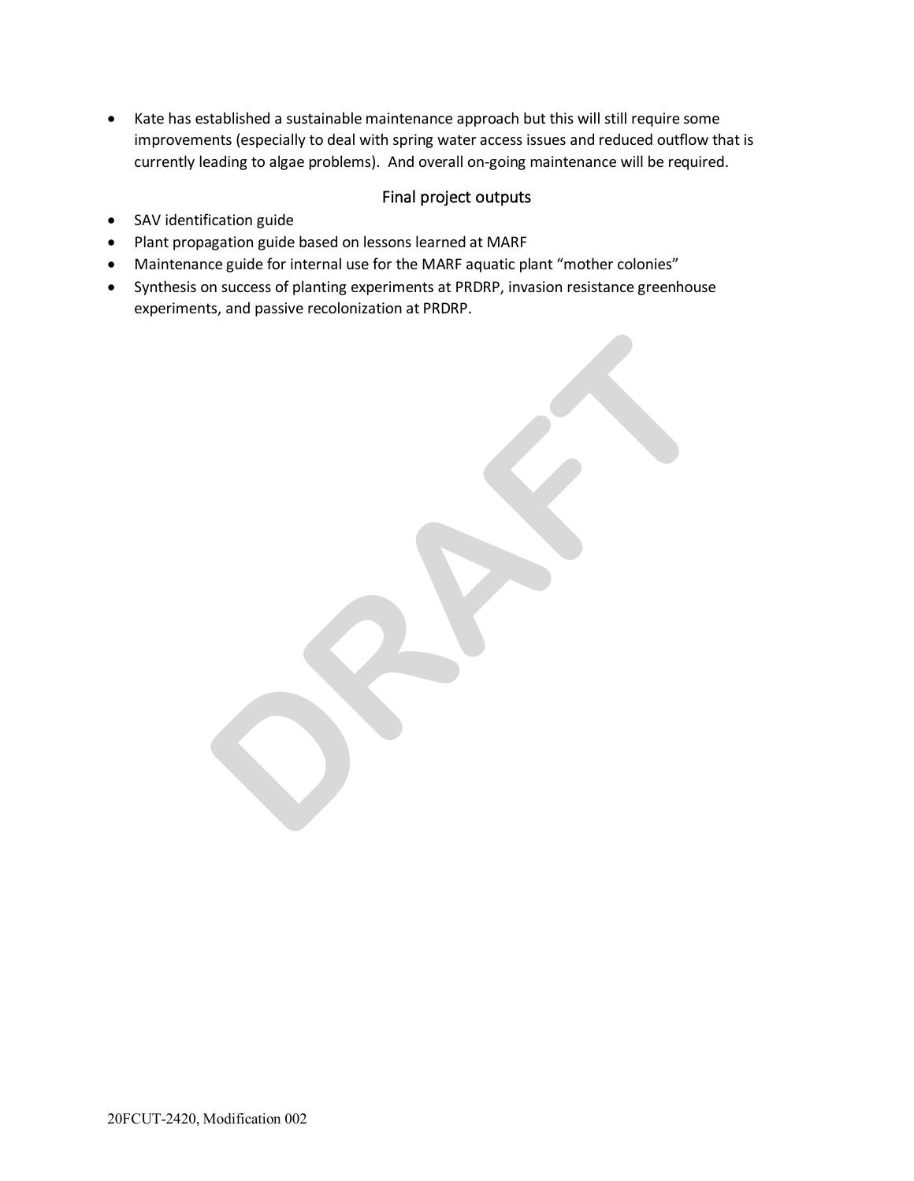- Kate has established a sustainable maintenance approach but this will still require some improvements (especially to deal with spring water access issues and reduced outflow that is currently leading to algae problems). And overall on-going maintenance will be required.

## Final project outputs

- SAV identification guide
- Plant propagation guide based on lessons learned at MARF
- Maintenance guide for internal use for the MARF aquatic plant “mother colonies”
- Synthesis on success of planting experiments at PRDRP, invasion resistance greenhouse experiments, and passive recolonization at PRDRP.